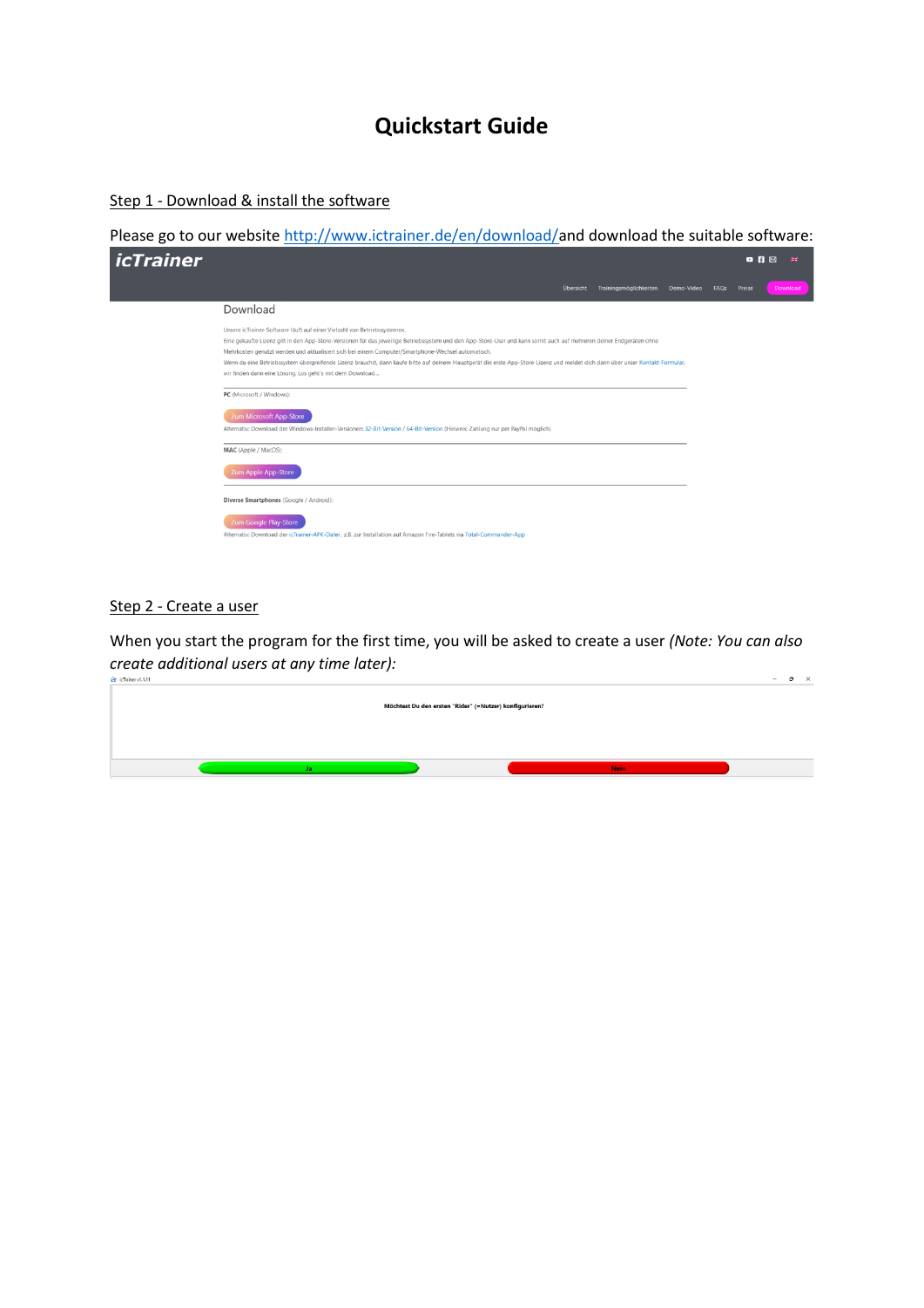# Quickstart Guide

## Step 1 - Download & install the software

Please go to our website http://www.ictrainer.de/en/download/ and download the suitable software:

icTrainer

Übersicht Trainingsmöglichkeiten Demo-Video FAQs Preise Download

Download

Unsere icTrainer-Software läuft auf einer Vielzahl von Betriebssystemen.
Eine gekaufte Lizenz gilt in den App-Store-Versionen für das jeweilige Betriebssystem und den App-Store-User und kann somit auch auf mehreren deiner Endgeräten ohne Mehrkosten genutzt werden und aktualisiert sich bei einem Computer/Smartphone-Wechsel automatisch.
Wenn du eine Betriebssystem übergreifende Lizenz brauchst, dann kaufe bitte auf deinem Hauptgerät die erste App-Store-Lizenz und meldet dich dann über unser Kontakt-Formular, wir finden dann eine Lösung. Los geht's mit dem Download...

**PC** (Microsoft / Windows):

Zum Microsoft App-Store

Alternativ: Download der Windows-Installer-Versionen: 32-Bit-Version / 64-Bit-Version (Hinweis: Zahlung nur per PayPal möglich)

**MAC** (Apple / MacOS):

Zum Apple App-Store

**Diverse Smartphones** (Google / Android):

Zum Google Play-Store

Alternativ: Download der icTrainer-APK-Datei , z.B. zur Installation auf Amazon Fire-Tablets via Total-Commander-App

## Step 2 - Create a user

When you start the program for the first time, you will be asked to create a user *(Note: You can also create additional users at any time later):*

icTrainer v1.111

**Möchtest Du den ersten "Rider" (=Nutzer) konfigurieren?**

Ja Nein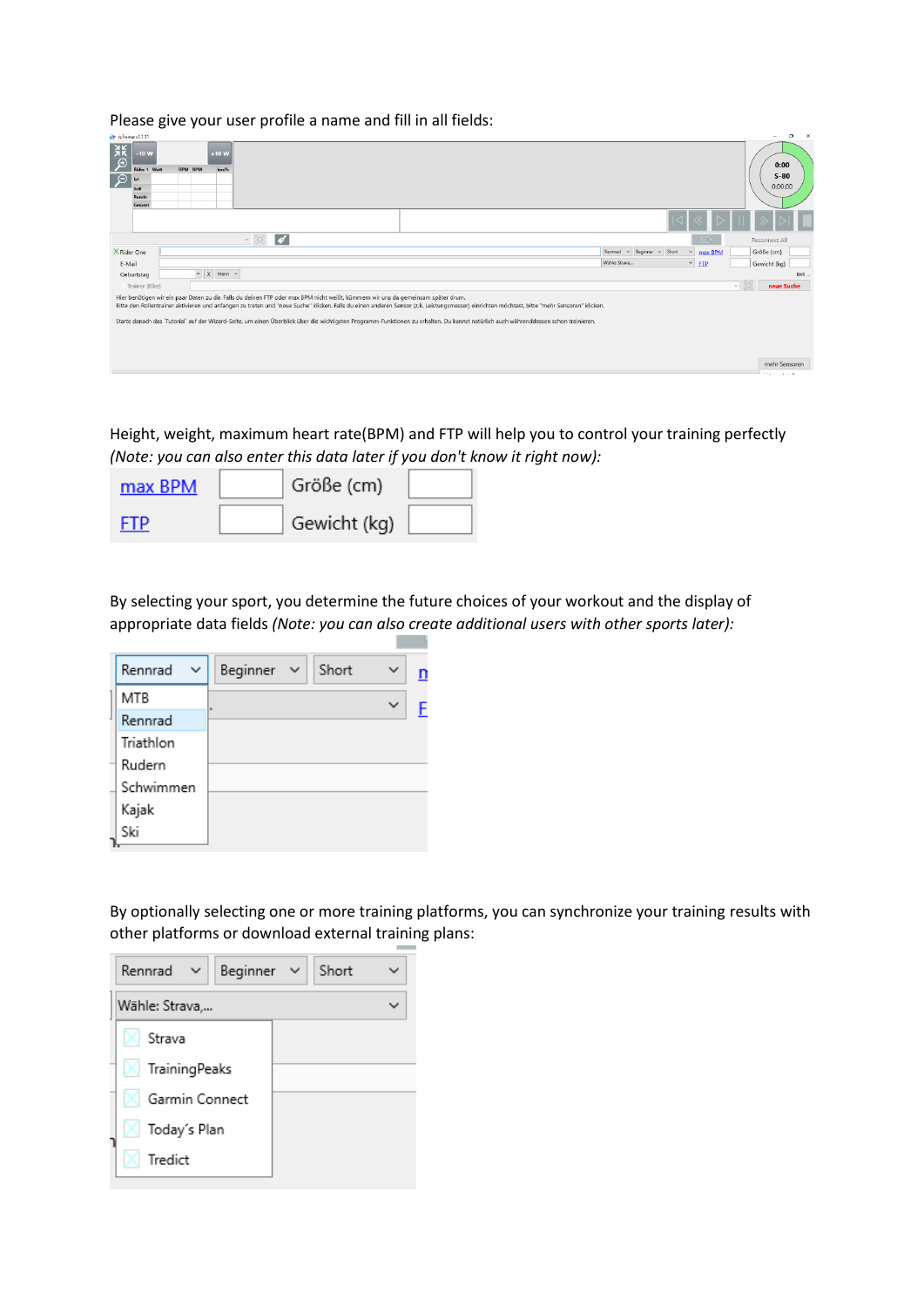Please give your user profile a name and fill in all fields:

Height, weight, maximum heart rate(BPM) and FTP will help you to control your training perfectly *(Note: you can also enter this data later if you don't know it right now):*

By selecting your sport, you determine the future choices of your workout and the display of appropriate data fields *(Note: you can also create additional users with other sports later):*

By optionally selecting one or more training platforms, you can synchronize your training results with other platforms or download external training plans: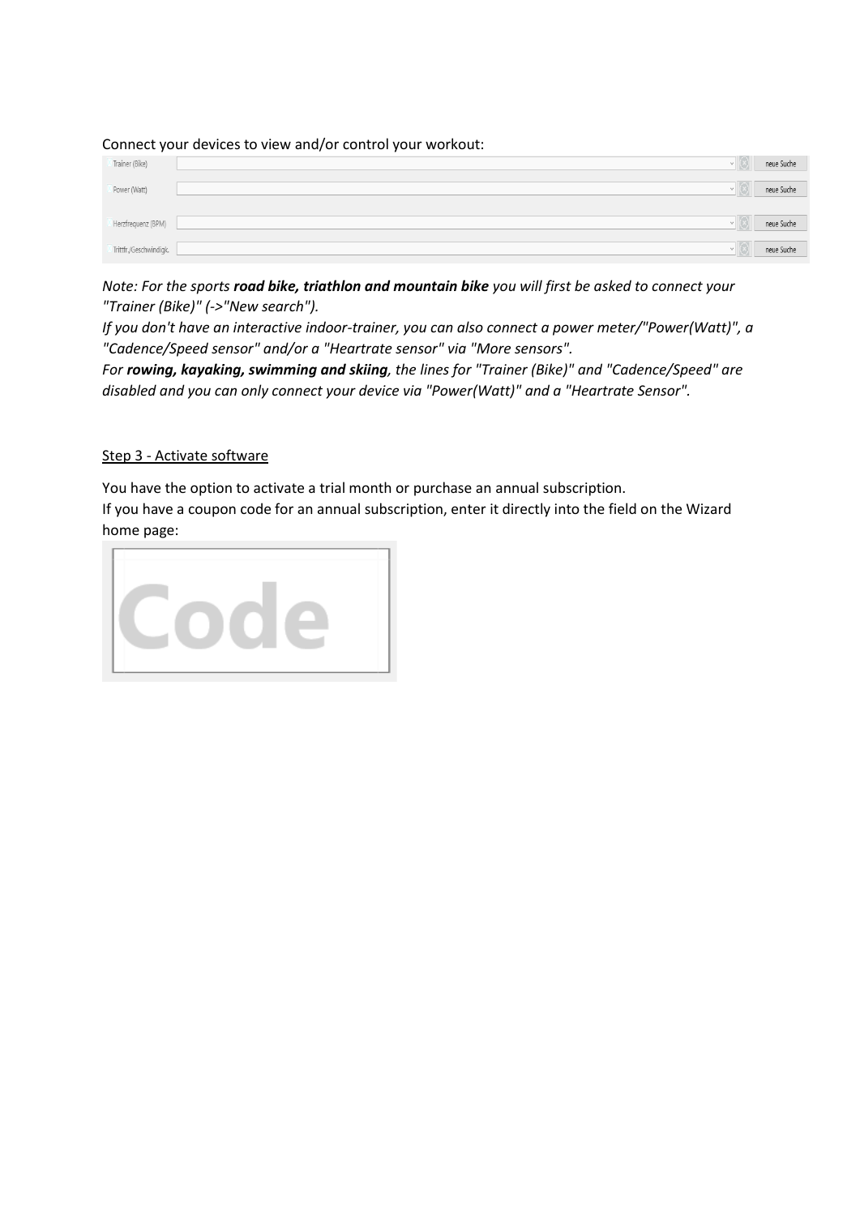Connect your devices to view and/or control your workout:

| | | |
|---|---|---|
| Trainer (Bike) | | neue Suche |
| Power (Watt) | | neue Suche |
| Herzfrequenz (BPM) | | neue Suche |
| Trittfr./Geschwindigk. | | neue Suche |

*Note: For the sports **road bike, triathlon and mountain bike** you will first be asked to connect your "Trainer (Bike)" (->"New search").*
*If you don't have an interactive indoor-trainer, you can also connect a power meter/"Power(Watt)", a "Cadence/Speed sensor" and/or a "Heartrate sensor" via "More sensors".*
*For **rowing, kayaking, swimming and skiing**, the lines for "Trainer (Bike)" and "Cadence/Speed" are disabled and you can only connect your device via "Power(Watt)" and a "Heartrate Sensor".*

Step 3 - Activate software

You have the option to activate a trial month or purchase an annual subscription.
If you have a coupon code for an annual subscription, enter it directly into the field on the Wizard home page:

Code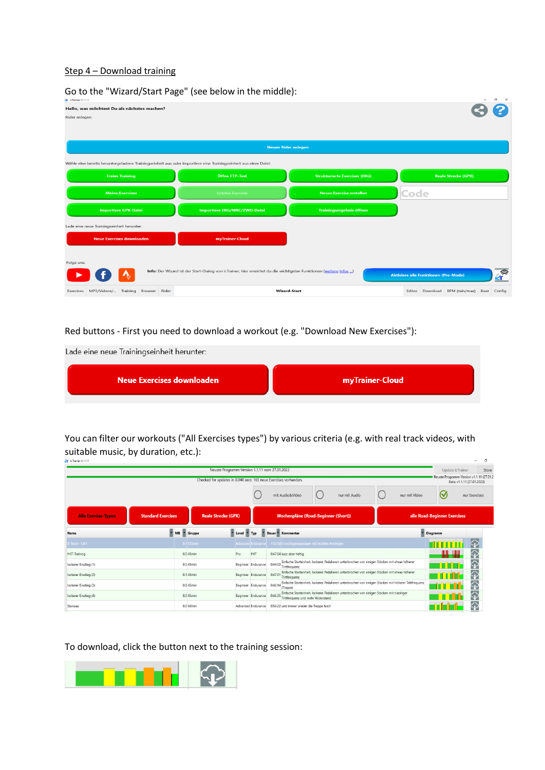## Step 4 – Download training

Go to the "Wizard/Start Page" (see below in the middle):

Red buttons - First you need to download a workout (e.g. "Download New Exercises"):

You can filter our workouts ("All Exercises types") by various criteria (e.g. with real track videos, with suitable music, by duration, etc.):

To download, click the button next to the training session: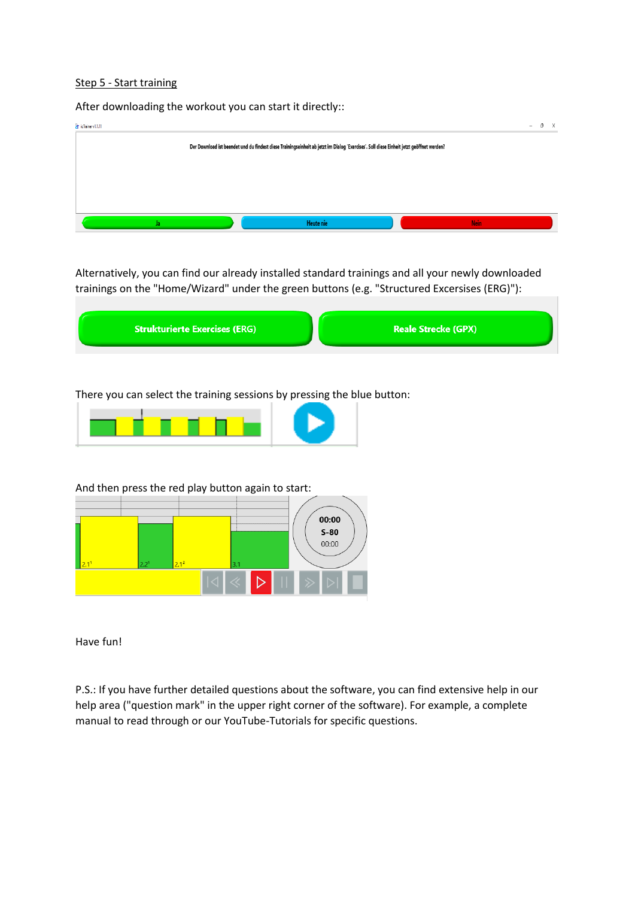Step 5 - Start training

After downloading the workout you can start it directly::

Der Download ist beendet und du findest diese Trainingseinheit ab jetzt im Dialog 'Exercises'. Soll diese Einheit jetzt geöffnet werden?

Ja

Heute nie

Nein

Alternatively, you can find our already installed standard trainings and all your newly downloaded trainings on the "Home/Wizard" under the green buttons (e.g. "Structured Excersises (ERG)"):

Strukturierte Exercises (ERG)

Reale Strecke (GPX)

There you can select the training sessions by pressing the blue button:

And then press the red play button again to start:

2.1

2.2

2.1

3.1

00:00

S-80

00:00

Have fun!

P.S.: If you have further detailed questions about the software, you can find extensive help in our help area ("question mark" in the upper right corner of the software). For example, a complete manual to read through or our YouTube-Tutorials for specific questions.